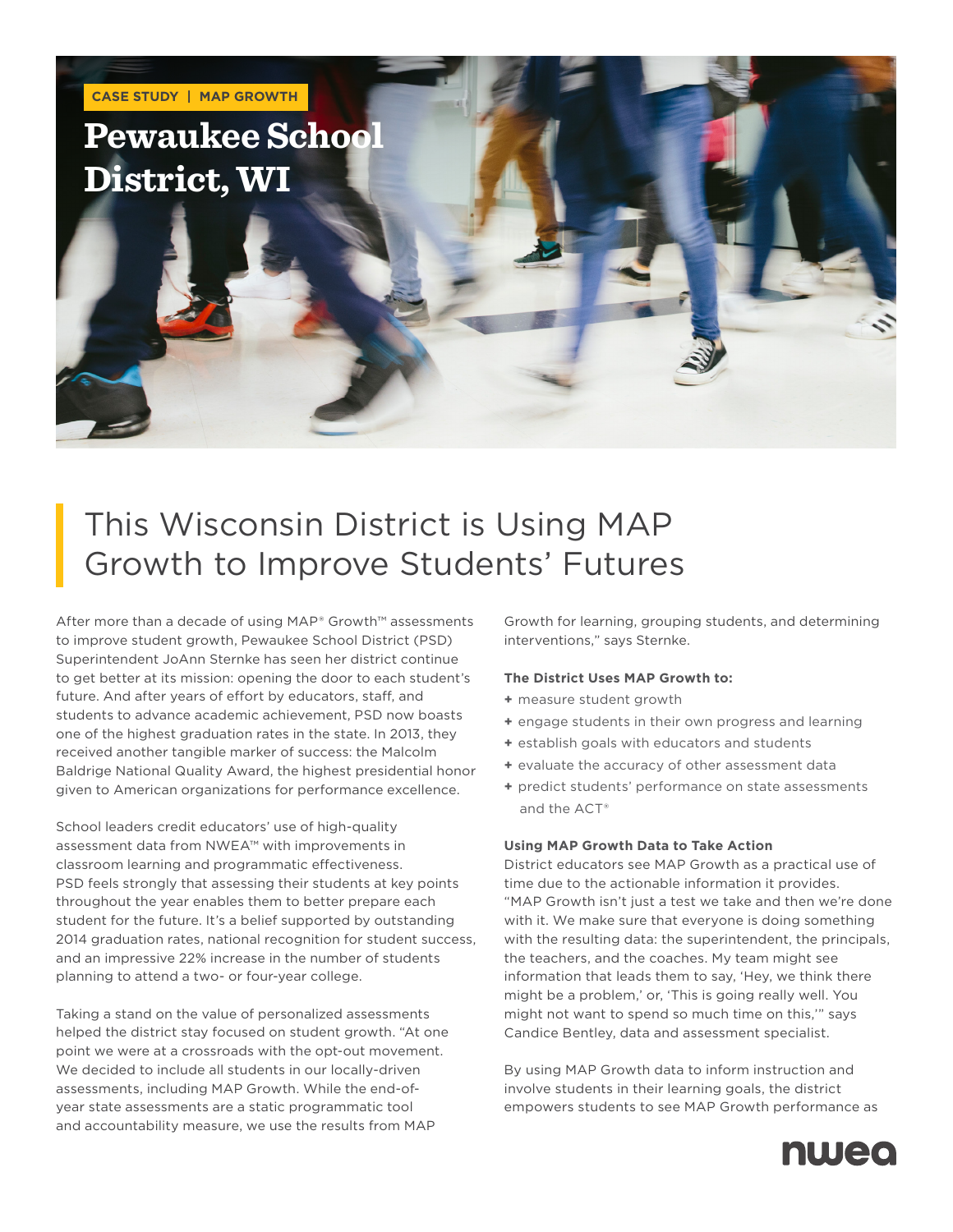CASE STUDY | MAP GROWTH

# Pewaukee School District, WI

## This Wisconsin District is Using MAP Growth to Improve Students' Futures

After more than a decade of using MAP® Growth™ assessments to improve student growth, Pewaukee School District (PSD) Superintendent JoAnn Sternke has seen her district continue to get better at its mission: opening the door to each student's future. And after years of effort by educators, staff, and students to advance academic achievement, PSD now boasts one of the highest graduation rates in the state. In 2013, they received another tangible marker of success: the Malcolm Baldrige National Quality Award, the highest presidential honor given to American organizations for performance excellence.

School leaders credit educators' use of high-quality assessment data from NWEA™ with improvements in classroom learning and programmatic effectiveness. PSD feels strongly that assessing their students at key points throughout the year enables them to better prepare each student for the future. It's a belief supported by outstanding 2014 graduation rates, national recognition for student success, and an impressive 22% increase in the number of students planning to attend a two- or four-year college.

Taking a stand on the value of personalized assessments helped the district stay focused on student growth. "At one point we were at a crossroads with the opt-out movement. We decided to include all students in our locally-driven assessments, including MAP Growth. While the end-of-year state assessments are a static programmatic tool and accountability measure, we use the results from MAP Growth for learning, grouping students, and determining interventions," says Sternke.

**The District Uses MAP Growth to:**

+ measure student growth
+ engage students in their own progress and learning
+ establish goals with educators and students
+ evaluate the accuracy of other assessment data
+ predict students' performance on state assessments and the ACT®

**Using MAP Growth Data to Take Action**

District educators see MAP Growth as a practical use of time due to the actionable information it provides. "MAP Growth isn't just a test we take and then we're done with it. We make sure that everyone is doing something with the resulting data: the superintendent, the principals, the teachers, and the coaches. My team might see information that leads them to say, 'Hey, we think there might be a problem,' or, 'This is going really well. You might not want to spend so much time on this,'" says Candice Bentley, data and assessment specialist.

By using MAP Growth data to inform instruction and involve students in their learning goals, the district empowers students to see MAP Growth performance as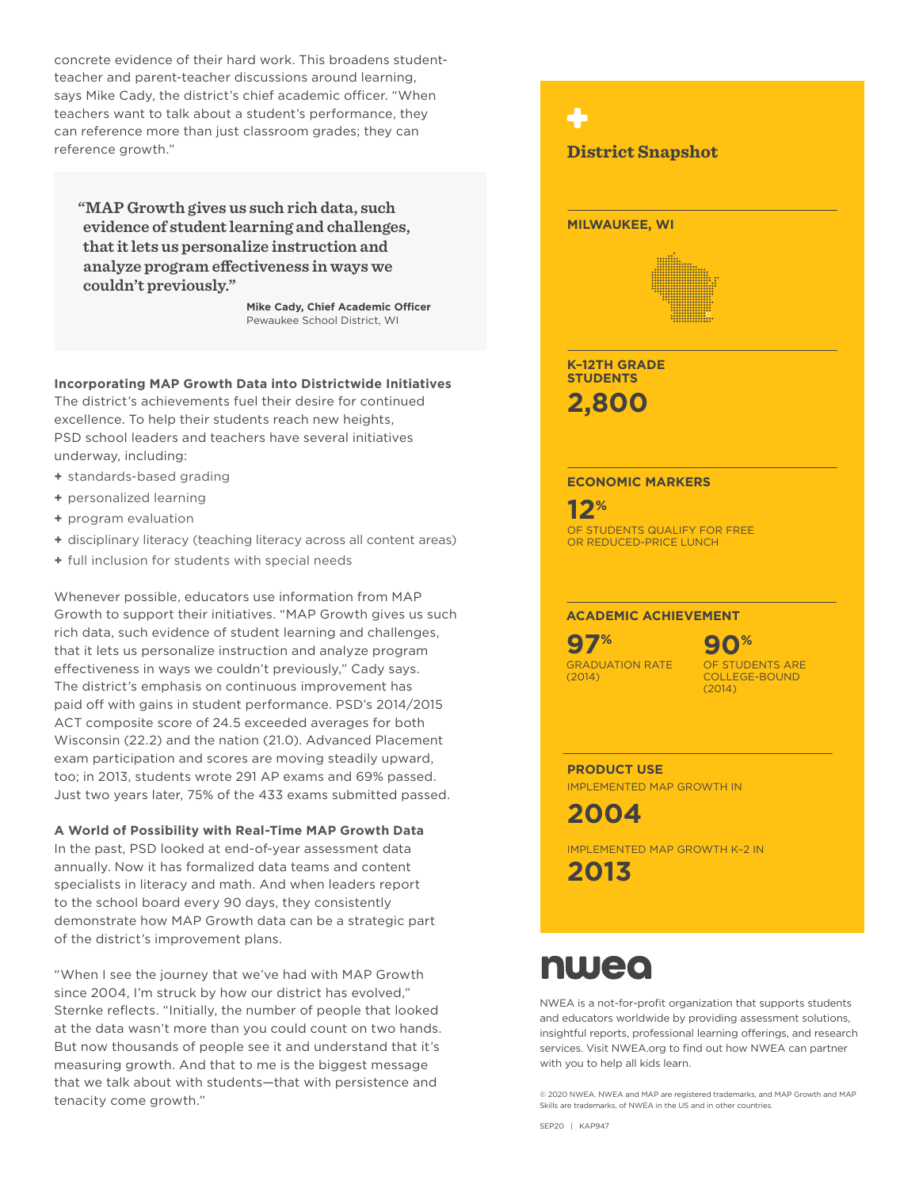concrete evidence of their hard work. This broadens student-teacher and parent-teacher discussions around learning, says Mike Cady, the district's chief academic officer. "When teachers want to talk about a student's performance, they can reference more than just classroom grades; they can reference growth."

> "MAP Growth gives us such rich data, such evidence of student learning and challenges, that it lets us personalize instruction and analyze program effectiveness in ways we couldn't previously."
>
> **Mike Cady, Chief Academic Officer**
> Pewaukee School District, WI

**Incorporating MAP Growth Data into Districtwide Initiatives**

The district's achievements fuel their desire for continued excellence. To help their students reach new heights, PSD school leaders and teachers have several initiatives underway, including:

+ standards-based grading
+ personalized learning
+ program evaluation
+ disciplinary literacy (teaching literacy across all content areas)
+ full inclusion for students with special needs

Whenever possible, educators use information from MAP Growth to support their initiatives. "MAP Growth gives us such rich data, such evidence of student learning and challenges, that it lets us personalize instruction and analyze program effectiveness in ways we couldn't previously," Cady says. The district's emphasis on continuous improvement has paid off with gains in student performance. PSD's 2014/2015 ACT composite score of 24.5 exceeded averages for both Wisconsin (22.2) and the nation (21.0). Advanced Placement exam participation and scores are moving steadily upward, too; in 2013, students wrote 291 AP exams and 69% passed. Just two years later, 75% of the 433 exams submitted passed.

**A World of Possibility with Real-Time MAP Growth Data**

In the past, PSD looked at end-of-year assessment data annually. Now it has formalized data teams and content specialists in literacy and math. And when leaders report to the school board every 90 days, they consistently demonstrate how MAP Growth data can be a strategic part of the district's improvement plans.

"When I see the journey that we've had with MAP Growth since 2004, I'm struck by how our district has evolved," Sternke reflects. "Initially, the number of people that looked at the data wasn't more than you could count on two hands. But now thousands of people see it and understand that it's measuring growth. And that to me is the biggest message that we talk about with students—that with persistence and tenacity come growth."

## District Snapshot

**MILWAUKEE, WI**

**K–12TH GRADE STUDENTS**

**2,800**

**ECONOMIC MARKERS**

**12%**
OF STUDENTS QUALIFY FOR FREE OR REDUCED-PRICE LUNCH

**ACADEMIC ACHIEVEMENT**

**97%**
GRADUATION RATE (2014)

**90%**
OF STUDENTS ARE COLLEGE-BOUND (2014)

**PRODUCT USE**

IMPLEMENTED MAP GROWTH IN

**2004**

IMPLEMENTED MAP GROWTH K–2 IN

**2013**

**nwea**

NWEA is a not-for-profit organization that supports students and educators worldwide by providing assessment solutions, insightful reports, professional learning offerings, and research services. Visit NWEA.org to find out how NWEA can partner with you to help all kids learn.

© 2020 NWEA. NWEA and MAP are registered trademarks, and MAP Growth and MAP Skills are trademarks, of NWEA in the US and in other countries.

SEP20 | KAP947